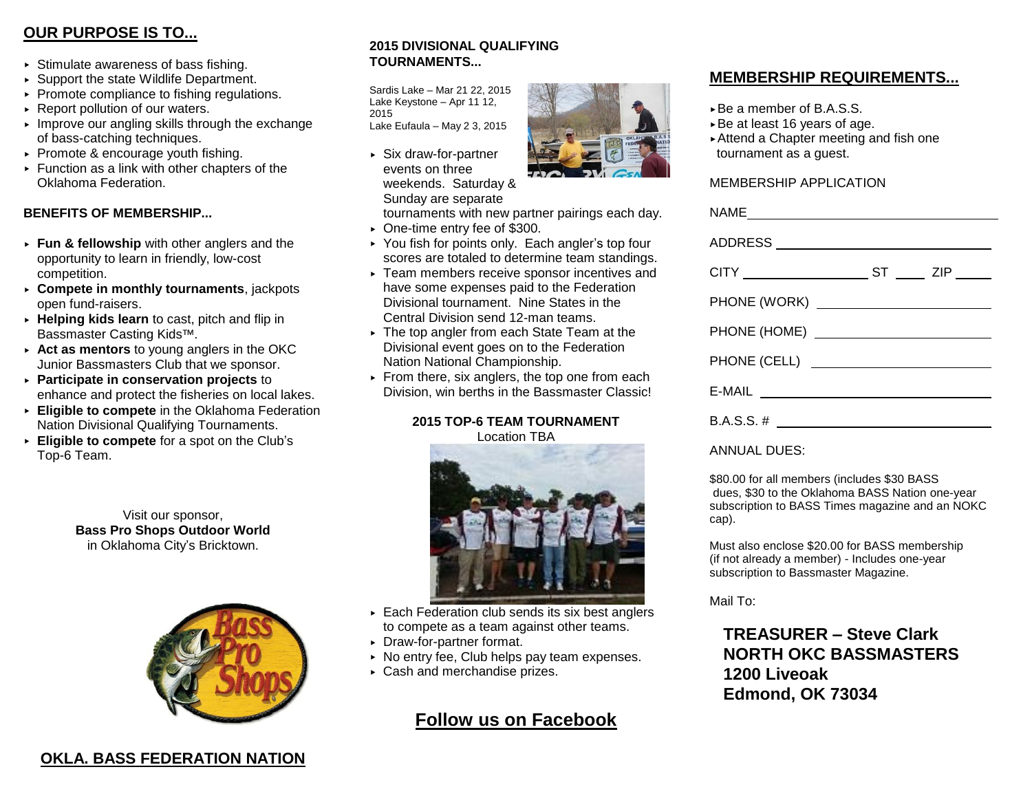## OUR PURPOSE IS TO...

- Stimulate awareness of bass fishing.
- Support the state Wildlife Department.
- Promote compliance to fishing regulations.
- Report pollution of our waters.
- Improve our angling skills through the exchange of bass-catching techniques.
- Promote & encourage youth fishing.
- Function as a link with other chapters of the Oklahoma Federation.

### BENEFITS OF MEMBERSHIP...

- **Fun & fellowship** with other anglers and the opportunity to learn in friendly, low-cost competition.
- **Compete in monthly tournaments**, jackpots open fund-raisers.
- **Helping kids learn** to cast, pitch and flip in Bassmaster Casting Kids™.
- **Act as mentors** to young anglers in the OKC Junior Bassmasters Club that we sponsor.
- **Participate in conservation projects** to enhance and protect the fisheries on local lakes.
- **Eligible to compete** in the Oklahoma Federation Nation Divisional Qualifying Tournaments.
- **Eligible to compete** for a spot on the Club's Top-6 Team.

Visit our sponsor,
**Bass Pro Shops Outdoor World**
in Oklahoma City's Bricktown.

## OKLA. BASS FEDERATION NATION

### 2015 DIVISIONAL QUALIFYING TOURNAMENTS...

Sardis Lake – Mar 21 22, 2015
Lake Keystone – Apr 11 12, 2015
Lake Eufaula – May 2 3, 2015

- Six draw-for-partner events on three weekends. Saturday & Sunday are separate tournaments with new partner pairings each day.
- One-time entry fee of $300.
- You fish for points only. Each angler's top four scores are totaled to determine team standings.
- Team members receive sponsor incentives and have some expenses paid to the Federation Divisional tournament. Nine States in the Central Division send 12-man teams.
- The top angler from each State Team at the Divisional event goes on to the Federation Nation National Championship.
- From there, six anglers, the top one from each Division, win berths in the Bassmaster Classic!

### 2015 TOP-6 TEAM TOURNAMENT
Location TBA

- Each Federation club sends its six best anglers to compete as a team against other teams.
- Draw-for-partner format.
- No entry fee, Club helps pay team expenses.
- Cash and merchandise prizes.

## Follow us on Facebook

## MEMBERSHIP REQUIREMENTS...

- Be a member of B.A.S.S.
- Be at least 16 years of age.
- Attend a Chapter meeting and fish one tournament as a guest.

MEMBERSHIP APPLICATION

NAME ______________________

ADDRESS ______________________

CITY ______________ ST ____ ZIP _____

PHONE (WORK) ______________________

PHONE (HOME) ______________________

PHONE (CELL) ______________________

E-MAIL ______________________

B.A.S.S. # ______________________

ANNUAL DUES:

$80.00 for all members (includes $30 BASS dues, $30 to the Oklahoma BASS Nation one-year subscription to BASS Times magazine and an NOKC cap).

Must also enclose $20.00 for BASS membership (if not already a member) - Includes one-year subscription to Bassmaster Magazine.

Mail To:

**TREASURER – Steve Clark**
**NORTH OKC BASSMASTERS**
**1200 Liveoak**
**Edmond, OK 73034**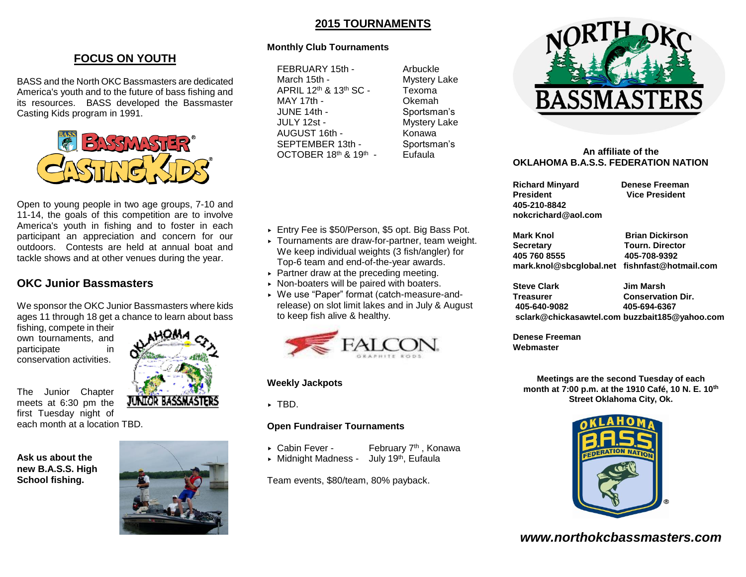## FOCUS ON YOUTH

BASS and the North OKC Bassmasters are dedicated America's youth and to the future of bass fishing and its resources. BASS developed the Bassmaster Casting Kids program in 1991.

Open to young people in two age groups, 7-10 and 11-14, the goals of this competition are to involve America's youth in fishing and to foster in each participant an appreciation and concern for our outdoors. Contests are held at annual boat and tackle shows and at other venues during the year.

### OKC Junior Bassmasters

We sponsor the OKC Junior Bassmasters where kids ages 11 through 18 get a chance to learn about bass fishing, compete in their own tournaments, and participate in conservation activities.

The Junior Chapter meets at 6:30 pm the first Tuesday night of each month at a location TBD.

**Ask us about the new B.A.S.S. High School fishing.**

## 2015 TOURNAMENTS

**Monthly Club Tournaments**

| | |
|---|---|
| FEBRUARY 15th - | Arbuckle |
| March 15th - | Mystery Lake |
| APRIL 12th & 13th SC - | Texoma |
| MAY 17th - | Okemah |
| JUNE 14th - | Sportsman's |
| JULY 12st - | Mystery Lake |
| AUGUST 16th - | Konawa |
| SEPTEMBER 13th - | Sportsman's |
| OCTOBER 18th & 19th - | Eufaula |

- Entry Fee is $50/Person, $5 opt. Big Bass Pot.
- Tournaments are draw-for-partner, team weight. We keep individual weights (3 fish/angler) for Top-6 team and end-of-the-year awards.
- Partner draw at the preceding meeting.
- Non-boaters will be paired with boaters.
- We use "Paper" format (catch-measure-and-release) on slot limit lakes and in July & August to keep fish alive & healthy.

**Weekly Jackpots**

- TBD.

**Open Fundraiser Tournaments**

- Cabin Fever - February 7th , Konawa
- Midnight Madness - July 19th, Eufaula

Team events, $80/team, 80% payback.

**An affiliate of the OKLAHOMA B.A.S.S. FEDERATION NATION**

| | |
|---|---|
| **Richard Minyard**<br>**President**<br>**405-210-8842**<br>**nokcrichard@aol.com** | **Denese Freeman**<br>**Vice President** |
| **Mark Knol**<br>**Secretary**<br>**405 760 8555**<br>**mark.knol@sbcglobal.net** | **Brian Dickirson**<br>**Tourn. Director**<br>**405-708-9392**<br>**fishnfast@hotmail.com** |
| **Steve Clark**<br>**Treasurer**<br>**405-640-9082**<br>**sclark@chickasawtel.com** | **Jim Marsh**<br>**Conservation Dir.**<br>**405-694-6367**<br>**buzzbait185@yahoo.com** |
| **Denese Freeman**<br>**Webmaster** | |

**Meetings are the second Tuesday of each month at 7:00 p.m. at the 1910 Café, 10 N. E. 10th Street Oklahoma City, Ok.**

***www.northokcbassmasters.com***